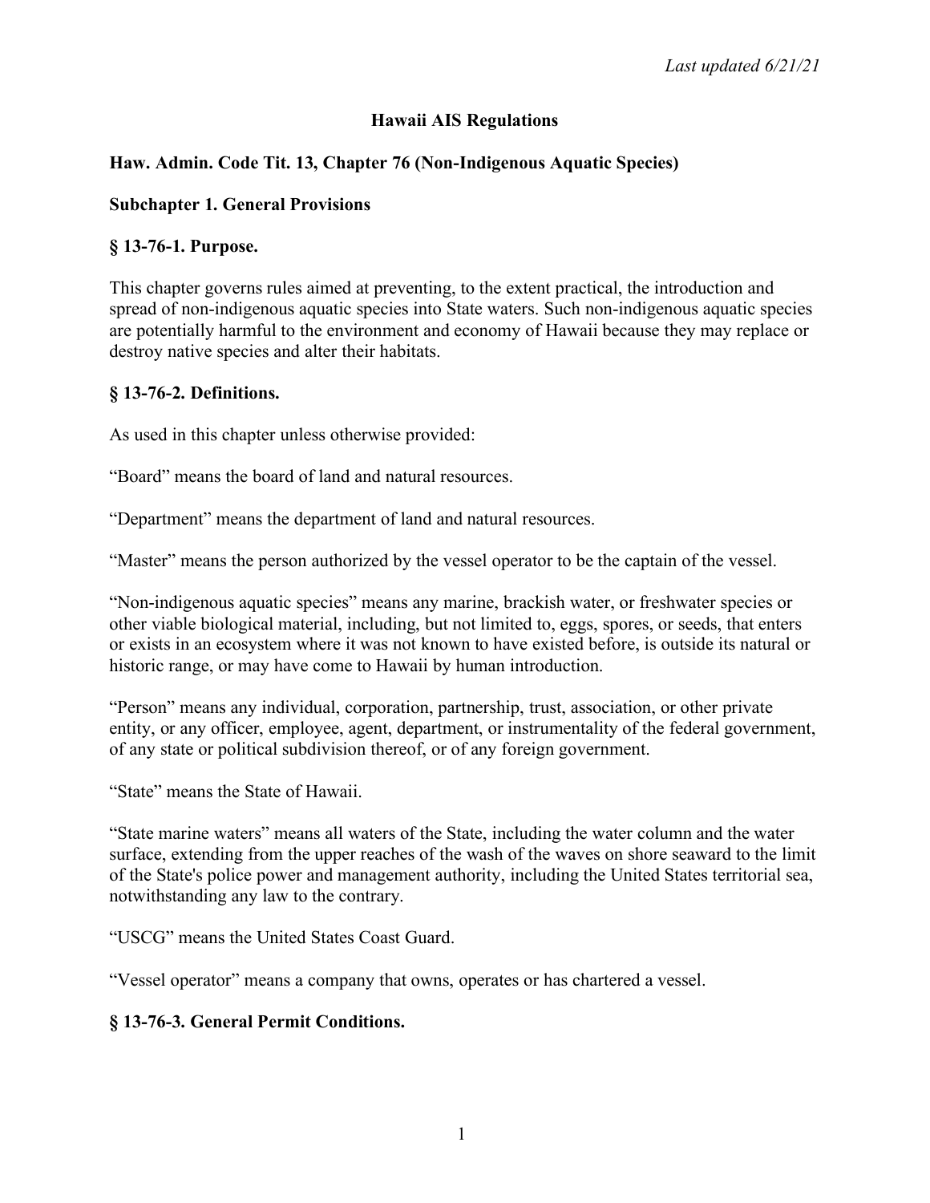*Last updated 6/21/21*

# Hawaii AIS Regulations

## Haw. Admin. Code Tit. 13, Chapter 76 (Non-Indigenous Aquatic Species)

### Subchapter 1. General Provisions

#### § 13-76-1. Purpose.

This chapter governs rules aimed at preventing, to the extent practical, the introduction and spread of non-indigenous aquatic species into State waters. Such non-indigenous aquatic species are potentially harmful to the environment and economy of Hawaii because they may replace or destroy native species and alter their habitats.

#### § 13-76-2. Definitions.

As used in this chapter unless otherwise provided:

"Board" means the board of land and natural resources.

"Department" means the department of land and natural resources.

"Master" means the person authorized by the vessel operator to be the captain of the vessel.

"Non-indigenous aquatic species" means any marine, brackish water, or freshwater species or other viable biological material, including, but not limited to, eggs, spores, or seeds, that enters or exists in an ecosystem where it was not known to have existed before, is outside its natural or historic range, or may have come to Hawaii by human introduction.

"Person" means any individual, corporation, partnership, trust, association, or other private entity, or any officer, employee, agent, department, or instrumentality of the federal government, of any state or political subdivision thereof, or of any foreign government.

"State" means the State of Hawaii.

"State marine waters" means all waters of the State, including the water column and the water surface, extending from the upper reaches of the wash of the waves on shore seaward to the limit of the State's police power and management authority, including the United States territorial sea, notwithstanding any law to the contrary.

"USCG" means the United States Coast Guard.

"Vessel operator" means a company that owns, operates or has chartered a vessel.

#### § 13-76-3. General Permit Conditions.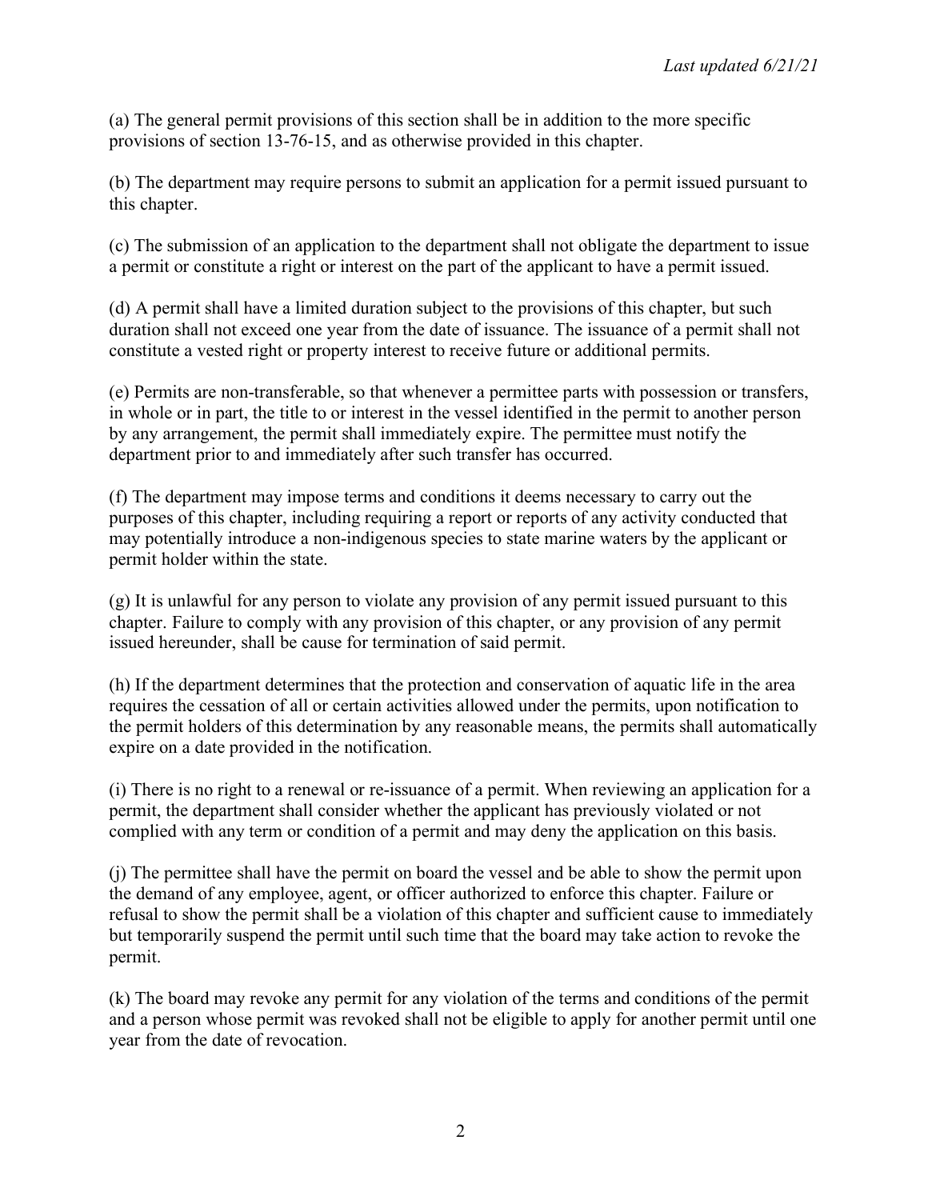(a) The general permit provisions of this section shall be in addition to the more specific provisions of section 13-76-15, and as otherwise provided in this chapter.

(b) The department may require persons to submit an application for a permit issued pursuant to this chapter.

(c) The submission of an application to the department shall not obligate the department to issue a permit or constitute a right or interest on the part of the applicant to have a permit issued.

(d) A permit shall have a limited duration subject to the provisions of this chapter, but such duration shall not exceed one year from the date of issuance. The issuance of a permit shall not constitute a vested right or property interest to receive future or additional permits.

(e) Permits are non-transferable, so that whenever a permittee parts with possession or transfers, in whole or in part, the title to or interest in the vessel identified in the permit to another person by any arrangement, the permit shall immediately expire. The permittee must notify the department prior to and immediately after such transfer has occurred.

(f) The department may impose terms and conditions it deems necessary to carry out the purposes of this chapter, including requiring a report or reports of any activity conducted that may potentially introduce a non-indigenous species to state marine waters by the applicant or permit holder within the state.

(g) It is unlawful for any person to violate any provision of any permit issued pursuant to this chapter. Failure to comply with any provision of this chapter, or any provision of any permit issued hereunder, shall be cause for termination of said permit.

(h) If the department determines that the protection and conservation of aquatic life in the area requires the cessation of all or certain activities allowed under the permits, upon notification to the permit holders of this determination by any reasonable means, the permits shall automatically expire on a date provided in the notification.

(i) There is no right to a renewal or re-issuance of a permit. When reviewing an application for a permit, the department shall consider whether the applicant has previously violated or not complied with any term or condition of a permit and may deny the application on this basis.

(j) The permittee shall have the permit on board the vessel and be able to show the permit upon the demand of any employee, agent, or officer authorized to enforce this chapter. Failure or refusal to show the permit shall be a violation of this chapter and sufficient cause to immediately but temporarily suspend the permit until such time that the board may take action to revoke the permit.

(k) The board may revoke any permit for any violation of the terms and conditions of the permit and a person whose permit was revoked shall not be eligible to apply for another permit until one year from the date of revocation.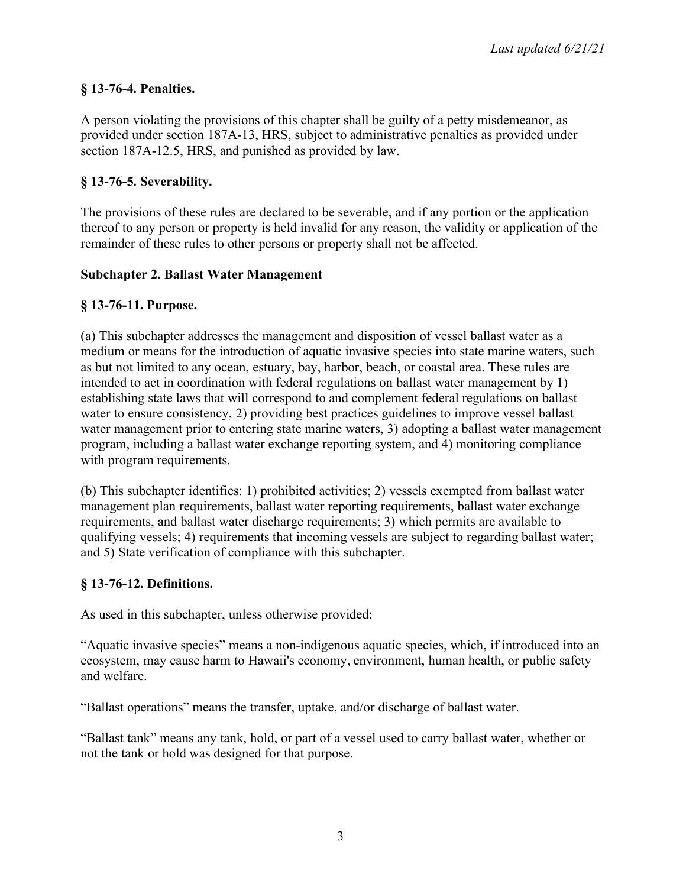**§ 13-76-4. Penalties.**

A person violating the provisions of this chapter shall be guilty of a petty misdemeanor, as provided under section 187A-13, HRS, subject to administrative penalties as provided under section 187A-12.5, HRS, and punished as provided by law.

**§ 13-76-5. Severability.**

The provisions of these rules are declared to be severable, and if any portion or the application thereof to any person or property is held invalid for any reason, the validity or application of the remainder of these rules to other persons or property shall not be affected.

**Subchapter 2. Ballast Water Management**

**§ 13-76-11. Purpose.**

(a) This subchapter addresses the management and disposition of vessel ballast water as a medium or means for the introduction of aquatic invasive species into state marine waters, such as but not limited to any ocean, estuary, bay, harbor, beach, or coastal area. These rules are intended to act in coordination with federal regulations on ballast water management by 1) establishing state laws that will correspond to and complement federal regulations on ballast water to ensure consistency, 2) providing best practices guidelines to improve vessel ballast water management prior to entering state marine waters, 3) adopting a ballast water management program, including a ballast water exchange reporting system, and 4) monitoring compliance with program requirements.

(b) This subchapter identifies: 1) prohibited activities; 2) vessels exempted from ballast water management plan requirements, ballast water reporting requirements, ballast water exchange requirements, and ballast water discharge requirements; 3) which permits are available to qualifying vessels; 4) requirements that incoming vessels are subject to regarding ballast water; and 5) State verification of compliance with this subchapter.

**§ 13-76-12. Definitions.**

As used in this subchapter, unless otherwise provided:

"Aquatic invasive species" means a non-indigenous aquatic species, which, if introduced into an ecosystem, may cause harm to Hawaii's economy, environment, human health, or public safety and welfare.

"Ballast operations" means the transfer, uptake, and/or discharge of ballast water.

"Ballast tank" means any tank, hold, or part of a vessel used to carry ballast water, whether or not the tank or hold was designed for that purpose.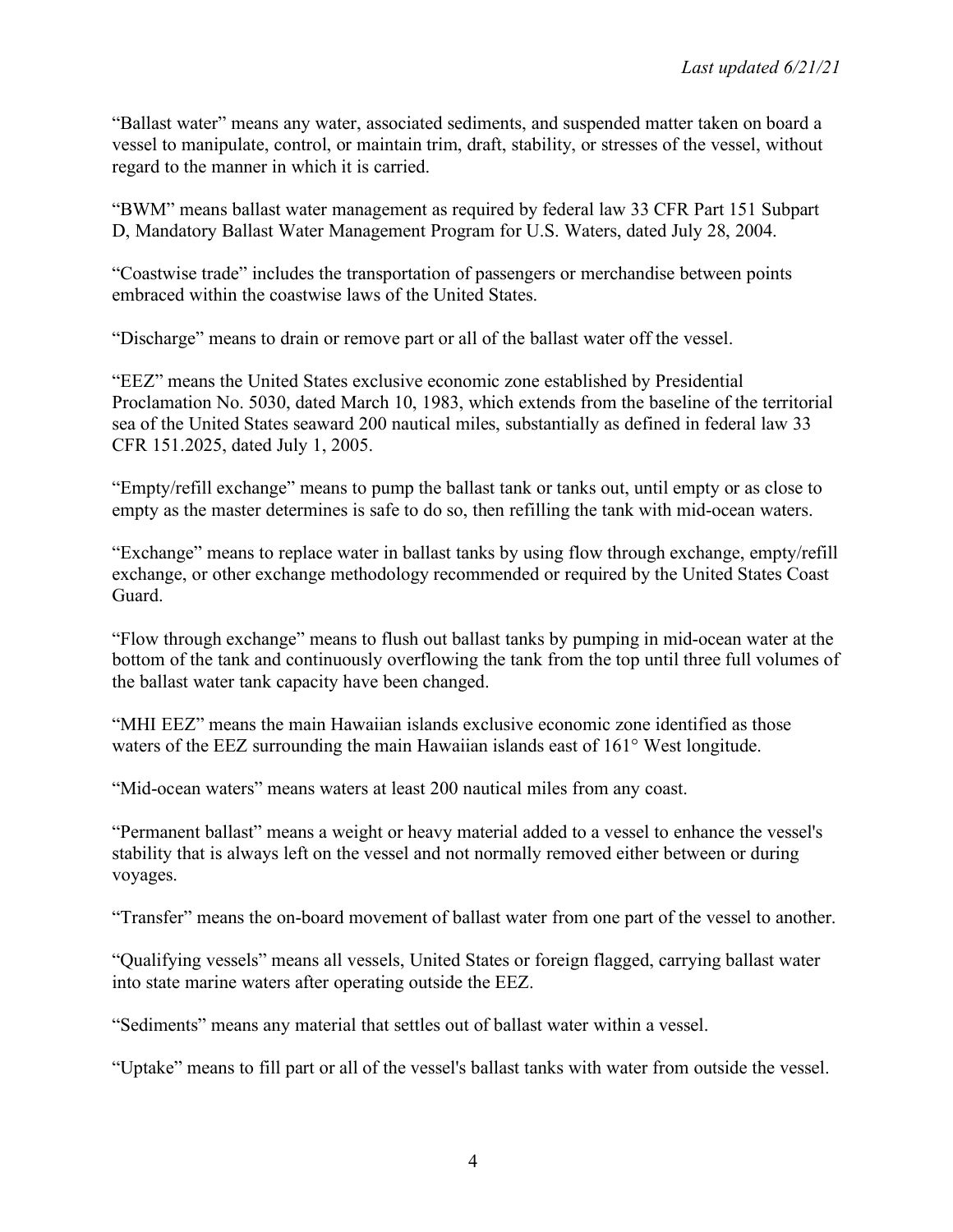"Ballast water" means any water, associated sediments, and suspended matter taken on board a vessel to manipulate, control, or maintain trim, draft, stability, or stresses of the vessel, without regard to the manner in which it is carried.

"BWM" means ballast water management as required by federal law 33 CFR Part 151 Subpart D, Mandatory Ballast Water Management Program for U.S. Waters, dated July 28, 2004.

"Coastwise trade" includes the transportation of passengers or merchandise between points embraced within the coastwise laws of the United States.

"Discharge" means to drain or remove part or all of the ballast water off the vessel.

"EEZ" means the United States exclusive economic zone established by Presidential Proclamation No. 5030, dated March 10, 1983, which extends from the baseline of the territorial sea of the United States seaward 200 nautical miles, substantially as defined in federal law 33 CFR 151.2025, dated July 1, 2005.

"Empty/refill exchange" means to pump the ballast tank or tanks out, until empty or as close to empty as the master determines is safe to do so, then refilling the tank with mid-ocean waters.

"Exchange" means to replace water in ballast tanks by using flow through exchange, empty/refill exchange, or other exchange methodology recommended or required by the United States Coast Guard.

"Flow through exchange" means to flush out ballast tanks by pumping in mid-ocean water at the bottom of the tank and continuously overflowing the tank from the top until three full volumes of the ballast water tank capacity have been changed.

"MHI EEZ" means the main Hawaiian islands exclusive economic zone identified as those waters of the EEZ surrounding the main Hawaiian islands east of 161° West longitude.

"Mid-ocean waters" means waters at least 200 nautical miles from any coast.

"Permanent ballast" means a weight or heavy material added to a vessel to enhance the vessel's stability that is always left on the vessel and not normally removed either between or during voyages.

"Transfer" means the on-board movement of ballast water from one part of the vessel to another.

"Qualifying vessels" means all vessels, United States or foreign flagged, carrying ballast water into state marine waters after operating outside the EEZ.

"Sediments" means any material that settles out of ballast water within a vessel.

"Uptake" means to fill part or all of the vessel's ballast tanks with water from outside the vessel.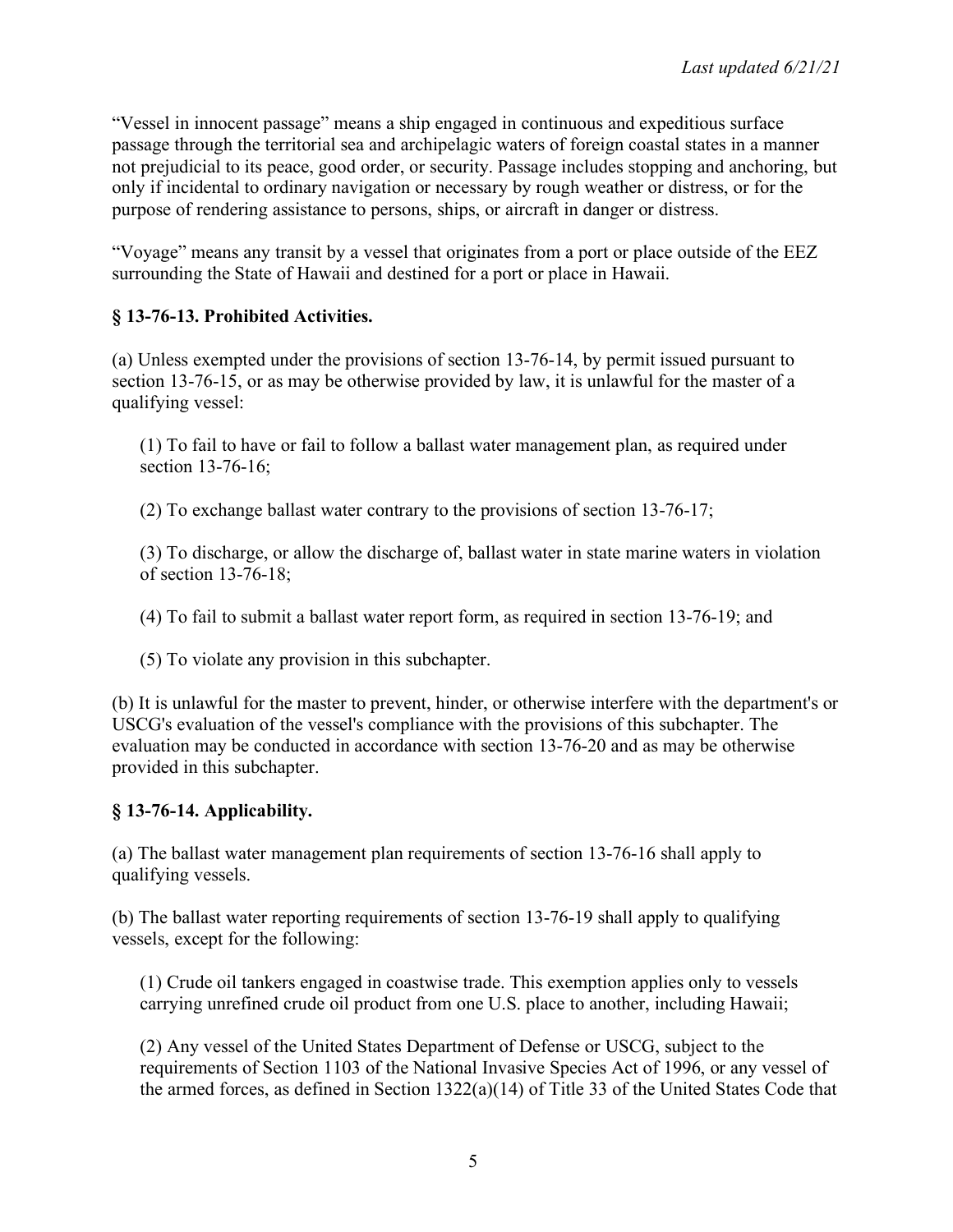"Vessel in innocent passage" means a ship engaged in continuous and expeditious surface passage through the territorial sea and archipelagic waters of foreign coastal states in a manner not prejudicial to its peace, good order, or security. Passage includes stopping and anchoring, but only if incidental to ordinary navigation or necessary by rough weather or distress, or for the purpose of rendering assistance to persons, ships, or aircraft in danger or distress.

"Voyage" means any transit by a vessel that originates from a port or place outside of the EEZ surrounding the State of Hawaii and destined for a port or place in Hawaii.

### § 13-76-13. Prohibited Activities.

(a) Unless exempted under the provisions of section 13-76-14, by permit issued pursuant to section 13-76-15, or as may be otherwise provided by law, it is unlawful for the master of a qualifying vessel:

(1) To fail to have or fail to follow a ballast water management plan, as required under section 13-76-16;

(2) To exchange ballast water contrary to the provisions of section 13-76-17;

(3) To discharge, or allow the discharge of, ballast water in state marine waters in violation of section 13-76-18;

(4) To fail to submit a ballast water report form, as required in section 13-76-19; and

(5) To violate any provision in this subchapter.

(b) It is unlawful for the master to prevent, hinder, or otherwise interfere with the department's or USCG's evaluation of the vessel's compliance with the provisions of this subchapter. The evaluation may be conducted in accordance with section 13-76-20 and as may be otherwise provided in this subchapter.

### § 13-76-14. Applicability.

(a) The ballast water management plan requirements of section 13-76-16 shall apply to qualifying vessels.

(b) The ballast water reporting requirements of section 13-76-19 shall apply to qualifying vessels, except for the following:

(1) Crude oil tankers engaged in coastwise trade. This exemption applies only to vessels carrying unrefined crude oil product from one U.S. place to another, including Hawaii;

(2) Any vessel of the United States Department of Defense or USCG, subject to the requirements of Section 1103 of the National Invasive Species Act of 1996, or any vessel of the armed forces, as defined in Section 1322(a)(14) of Title 33 of the United States Code that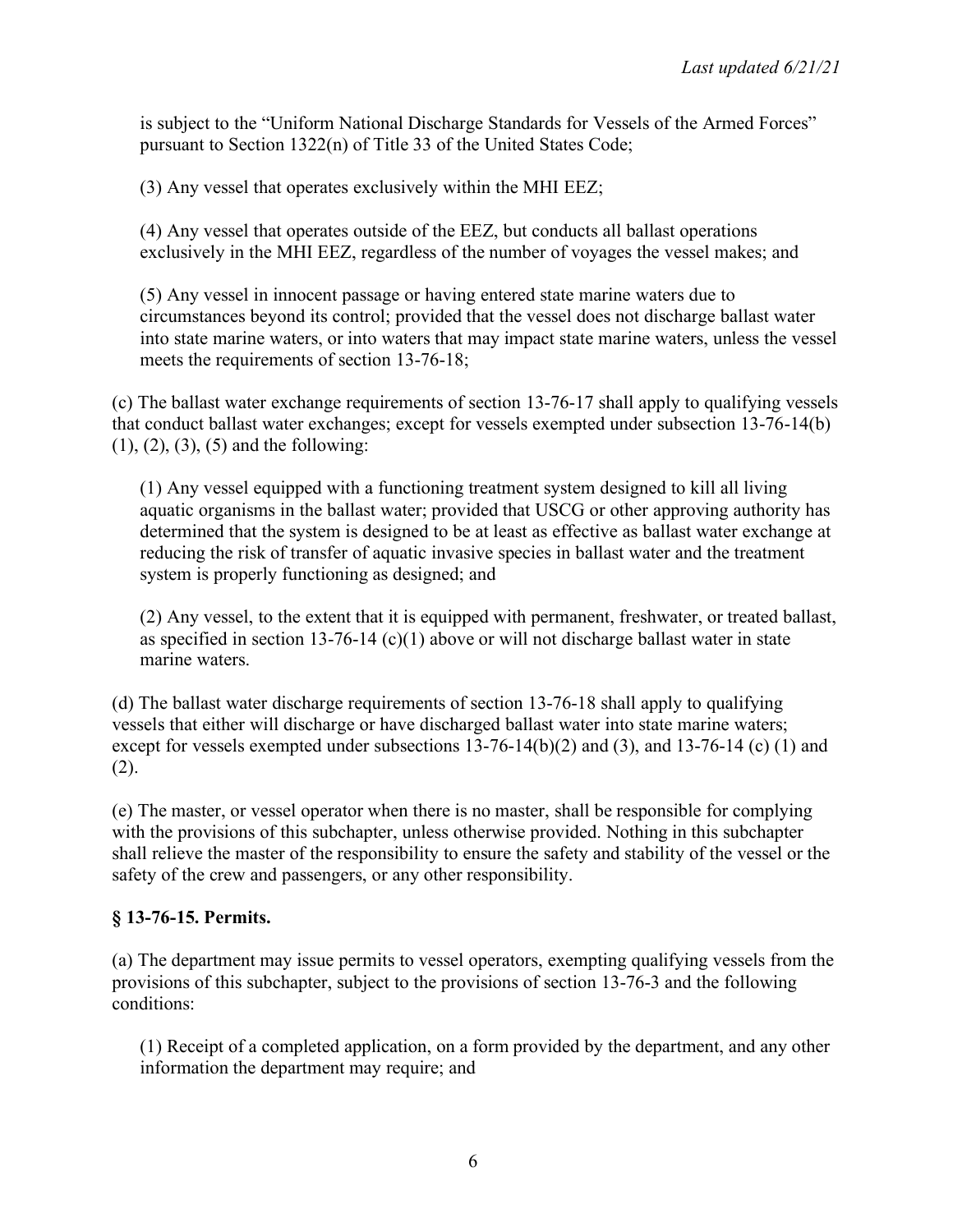is subject to the "Uniform National Discharge Standards for Vessels of the Armed Forces" pursuant to Section 1322(n) of Title 33 of the United States Code;

(3) Any vessel that operates exclusively within the MHI EEZ;

(4) Any vessel that operates outside of the EEZ, but conducts all ballast operations exclusively in the MHI EEZ, regardless of the number of voyages the vessel makes; and

(5) Any vessel in innocent passage or having entered state marine waters due to circumstances beyond its control; provided that the vessel does not discharge ballast water into state marine waters, or into waters that may impact state marine waters, unless the vessel meets the requirements of section 13-76-18;

(c) The ballast water exchange requirements of section 13-76-17 shall apply to qualifying vessels that conduct ballast water exchanges; except for vessels exempted under subsection 13-76-14(b) (1), (2), (3), (5) and the following:

(1) Any vessel equipped with a functioning treatment system designed to kill all living aquatic organisms in the ballast water; provided that USCG or other approving authority has determined that the system is designed to be at least as effective as ballast water exchange at reducing the risk of transfer of aquatic invasive species in ballast water and the treatment system is properly functioning as designed; and

(2) Any vessel, to the extent that it is equipped with permanent, freshwater, or treated ballast, as specified in section 13-76-14 (c)(1) above or will not discharge ballast water in state marine waters.

(d) The ballast water discharge requirements of section 13-76-18 shall apply to qualifying vessels that either will discharge or have discharged ballast water into state marine waters; except for vessels exempted under subsections 13-76-14(b)(2) and (3), and 13-76-14 (c) (1) and (2).

(e) The master, or vessel operator when there is no master, shall be responsible for complying with the provisions of this subchapter, unless otherwise provided. Nothing in this subchapter shall relieve the master of the responsibility to ensure the safety and stability of the vessel or the safety of the crew and passengers, or any other responsibility.

## § 13-76-15. Permits.

(a) The department may issue permits to vessel operators, exempting qualifying vessels from the provisions of this subchapter, subject to the provisions of section 13-76-3 and the following conditions:

(1) Receipt of a completed application, on a form provided by the department, and any other information the department may require; and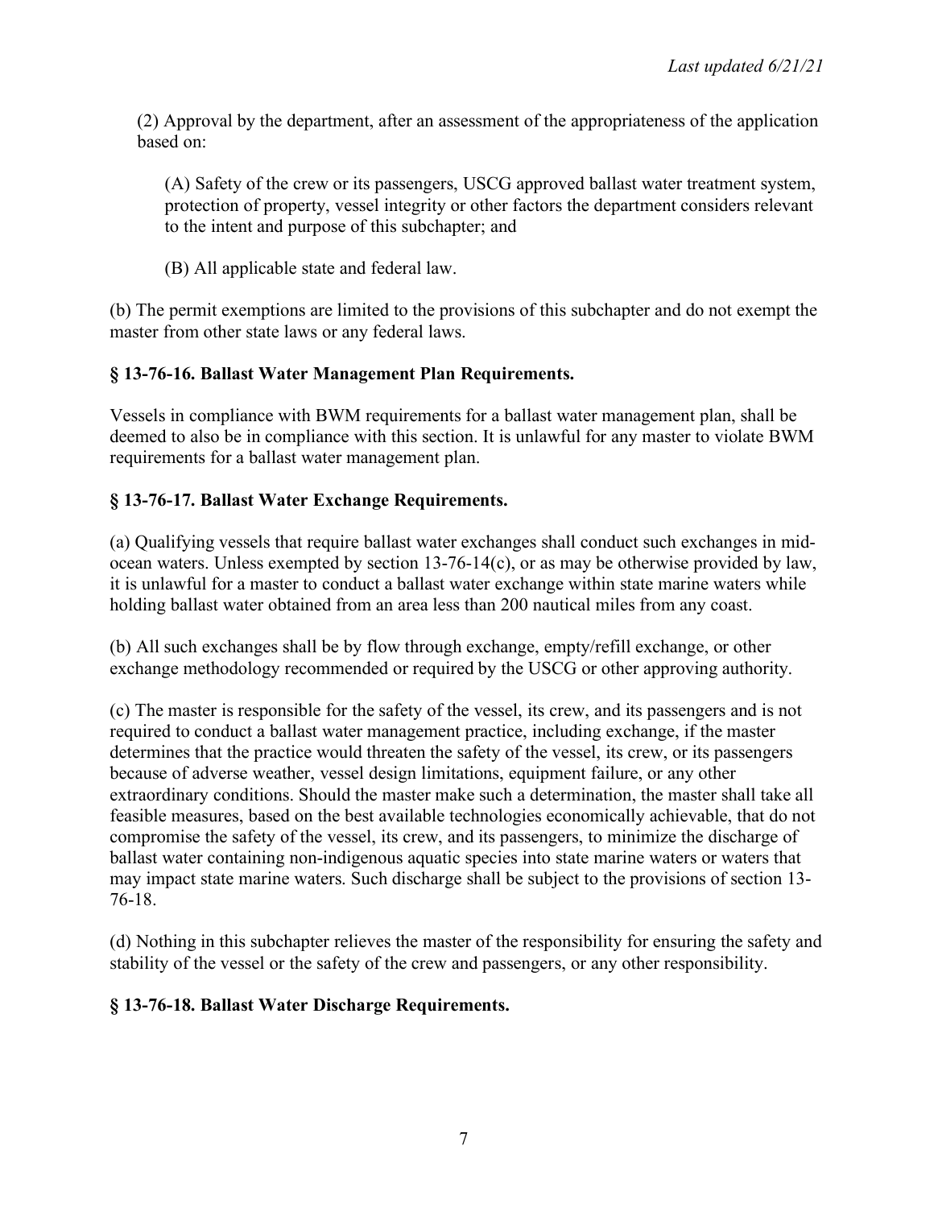(2) Approval by the department, after an assessment of the appropriateness of the application based on:

(A) Safety of the crew or its passengers, USCG approved ballast water treatment system, protection of property, vessel integrity or other factors the department considers relevant to the intent and purpose of this subchapter; and

(B) All applicable state and federal law.

(b) The permit exemptions are limited to the provisions of this subchapter and do not exempt the master from other state laws or any federal laws.

### § 13-76-16. Ballast Water Management Plan Requirements.

Vessels in compliance with BWM requirements for a ballast water management plan, shall be deemed to also be in compliance with this section. It is unlawful for any master to violate BWM requirements for a ballast water management plan.

### § 13-76-17. Ballast Water Exchange Requirements.

(a) Qualifying vessels that require ballast water exchanges shall conduct such exchanges in mid-ocean waters. Unless exempted by section 13-76-14(c), or as may be otherwise provided by law, it is unlawful for a master to conduct a ballast water exchange within state marine waters while holding ballast water obtained from an area less than 200 nautical miles from any coast.

(b) All such exchanges shall be by flow through exchange, empty/refill exchange, or other exchange methodology recommended or required by the USCG or other approving authority.

(c) The master is responsible for the safety of the vessel, its crew, and its passengers and is not required to conduct a ballast water management practice, including exchange, if the master determines that the practice would threaten the safety of the vessel, its crew, or its passengers because of adverse weather, vessel design limitations, equipment failure, or any other extraordinary conditions. Should the master make such a determination, the master shall take all feasible measures, based on the best available technologies economically achievable, that do not compromise the safety of the vessel, its crew, and its passengers, to minimize the discharge of ballast water containing non-indigenous aquatic species into state marine waters or waters that may impact state marine waters. Such discharge shall be subject to the provisions of section 13-76-18.

(d) Nothing in this subchapter relieves the master of the responsibility for ensuring the safety and stability of the vessel or the safety of the crew and passengers, or any other responsibility.

### § 13-76-18. Ballast Water Discharge Requirements.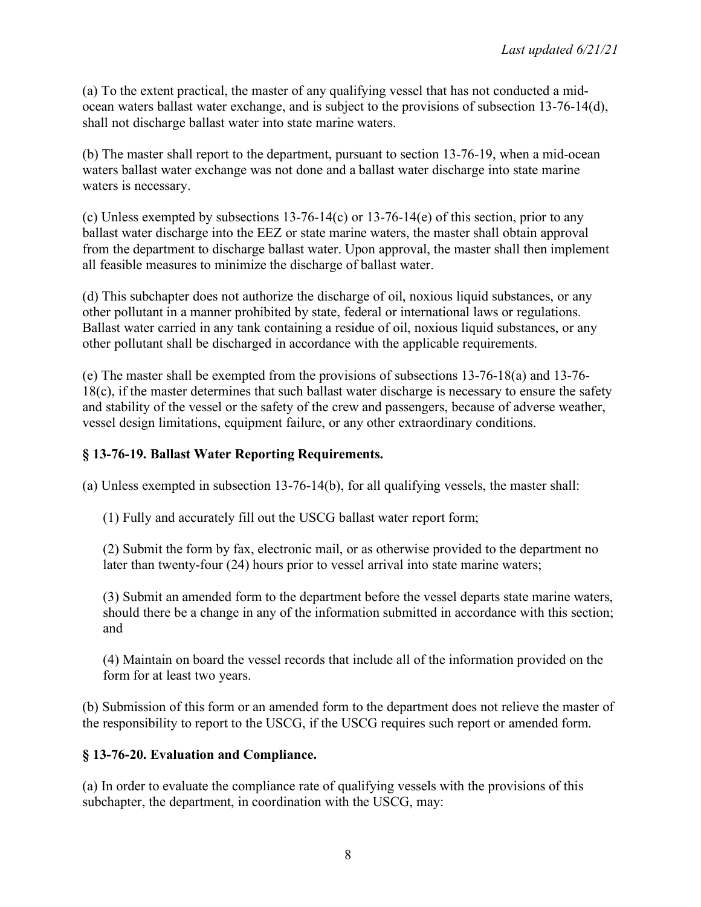(a) To the extent practical, the master of any qualifying vessel that has not conducted a mid-ocean waters ballast water exchange, and is subject to the provisions of subsection 13-76-14(d), shall not discharge ballast water into state marine waters.

(b) The master shall report to the department, pursuant to section 13-76-19, when a mid-ocean waters ballast water exchange was not done and a ballast water discharge into state marine waters is necessary.

(c) Unless exempted by subsections 13-76-14(c) or 13-76-14(e) of this section, prior to any ballast water discharge into the EEZ or state marine waters, the master shall obtain approval from the department to discharge ballast water. Upon approval, the master shall then implement all feasible measures to minimize the discharge of ballast water.

(d) This subchapter does not authorize the discharge of oil, noxious liquid substances, or any other pollutant in a manner prohibited by state, federal or international laws or regulations. Ballast water carried in any tank containing a residue of oil, noxious liquid substances, or any other pollutant shall be discharged in accordance with the applicable requirements.

(e) The master shall be exempted from the provisions of subsections 13-76-18(a) and 13-76-18(c), if the master determines that such ballast water discharge is necessary to ensure the safety and stability of the vessel or the safety of the crew and passengers, because of adverse weather, vessel design limitations, equipment failure, or any other extraordinary conditions.

### § 13-76-19. Ballast Water Reporting Requirements.

(a) Unless exempted in subsection 13-76-14(b), for all qualifying vessels, the master shall:

(1) Fully and accurately fill out the USCG ballast water report form;

(2) Submit the form by fax, electronic mail, or as otherwise provided to the department no later than twenty-four (24) hours prior to vessel arrival into state marine waters;

(3) Submit an amended form to the department before the vessel departs state marine waters, should there be a change in any of the information submitted in accordance with this section; and

(4) Maintain on board the vessel records that include all of the information provided on the form for at least two years.

(b) Submission of this form or an amended form to the department does not relieve the master of the responsibility to report to the USCG, if the USCG requires such report or amended form.

### § 13-76-20. Evaluation and Compliance.

(a) In order to evaluate the compliance rate of qualifying vessels with the provisions of this subchapter, the department, in coordination with the USCG, may: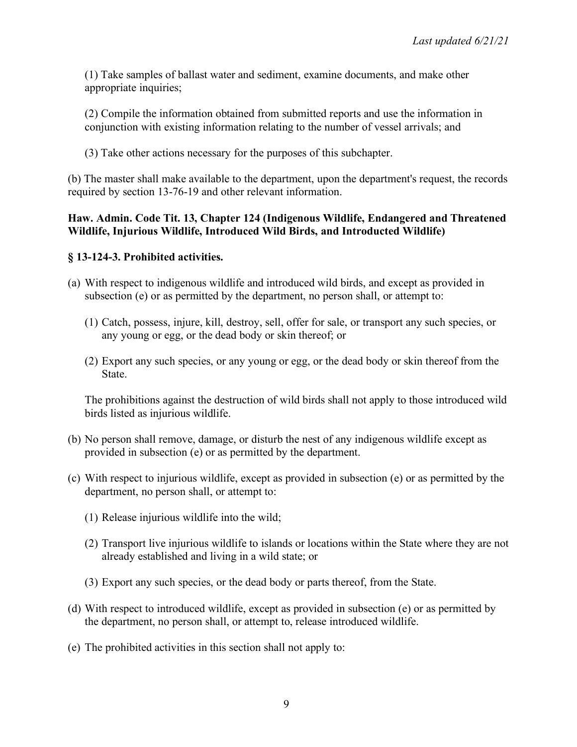(1) Take samples of ballast water and sediment, examine documents, and make other appropriate inquiries;

(2) Compile the information obtained from submitted reports and use the information in conjunction with existing information relating to the number of vessel arrivals; and

(3) Take other actions necessary for the purposes of this subchapter.

(b) The master shall make available to the department, upon the department's request, the records required by section 13-76-19 and other relevant information.

**Haw. Admin. Code Tit. 13, Chapter 124 (Indigenous Wildlife, Endangered and Threatened Wildlife, Injurious Wildlife, Introduced Wild Birds, and Introducted Wildlife)**

**§ 13-124-3. Prohibited activities.**

(a) With respect to indigenous wildlife and introduced wild birds, and except as provided in subsection (e) or as permitted by the department, no person shall, or attempt to:

  (1) Catch, possess, injure, kill, destroy, sell, offer for sale, or transport any such species, or any young or egg, or the dead body or skin thereof; or

  (2) Export any such species, or any young or egg, or the dead body or skin thereof from the State.

  The prohibitions against the destruction of wild birds shall not apply to those introduced wild birds listed as injurious wildlife.

(b) No person shall remove, damage, or disturb the nest of any indigenous wildlife except as provided in subsection (e) or as permitted by the department.

(c) With respect to injurious wildlife, except as provided in subsection (e) or as permitted by the department, no person shall, or attempt to:

  (1) Release injurious wildlife into the wild;

  (2) Transport live injurious wildlife to islands or locations within the State where they are not already established and living in a wild state; or

  (3) Export any such species, or the dead body or parts thereof, from the State.

(d) With respect to introduced wildlife, except as provided in subsection (e) or as permitted by the department, no person shall, or attempt to, release introduced wildlife.

(e) The prohibited activities in this section shall not apply to: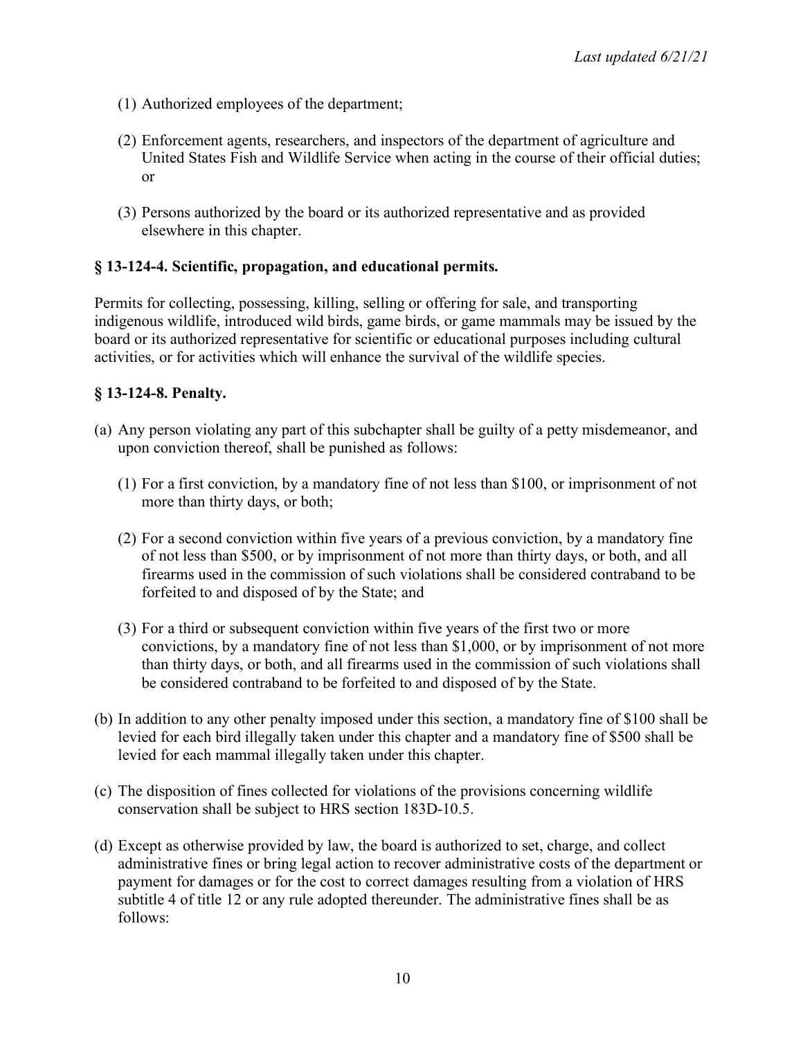(1) Authorized employees of the department;

(2) Enforcement agents, researchers, and inspectors of the department of agriculture and United States Fish and Wildlife Service when acting in the course of their official duties; or

(3) Persons authorized by the board or its authorized representative and as provided elsewhere in this chapter.

### § 13-124-4. Scientific, propagation, and educational permits.

Permits for collecting, possessing, killing, selling or offering for sale, and transporting indigenous wildlife, introduced wild birds, game birds, or game mammals may be issued by the board or its authorized representative for scientific or educational purposes including cultural activities, or for activities which will enhance the survival of the wildlife species.

### § 13-124-8. Penalty.

(a) Any person violating any part of this subchapter shall be guilty of a petty misdemeanor, and upon conviction thereof, shall be punished as follows:

(1) For a first conviction, by a mandatory fine of not less than $100, or imprisonment of not more than thirty days, or both;

(2) For a second conviction within five years of a previous conviction, by a mandatory fine of not less than $500, or by imprisonment of not more than thirty days, or both, and all firearms used in the commission of such violations shall be considered contraband to be forfeited to and disposed of by the State; and

(3) For a third or subsequent conviction within five years of the first two or more convictions, by a mandatory fine of not less than $1,000, or by imprisonment of not more than thirty days, or both, and all firearms used in the commission of such violations shall be considered contraband to be forfeited to and disposed of by the State.

(b) In addition to any other penalty imposed under this section, a mandatory fine of $100 shall be levied for each bird illegally taken under this chapter and a mandatory fine of $500 shall be levied for each mammal illegally taken under this chapter.

(c) The disposition of fines collected for violations of the provisions concerning wildlife conservation shall be subject to HRS section 183D-10.5.

(d) Except as otherwise provided by law, the board is authorized to set, charge, and collect administrative fines or bring legal action to recover administrative costs of the department or payment for damages or for the cost to correct damages resulting from a violation of HRS subtitle 4 of title 12 or any rule adopted thereunder. The administrative fines shall be as follows: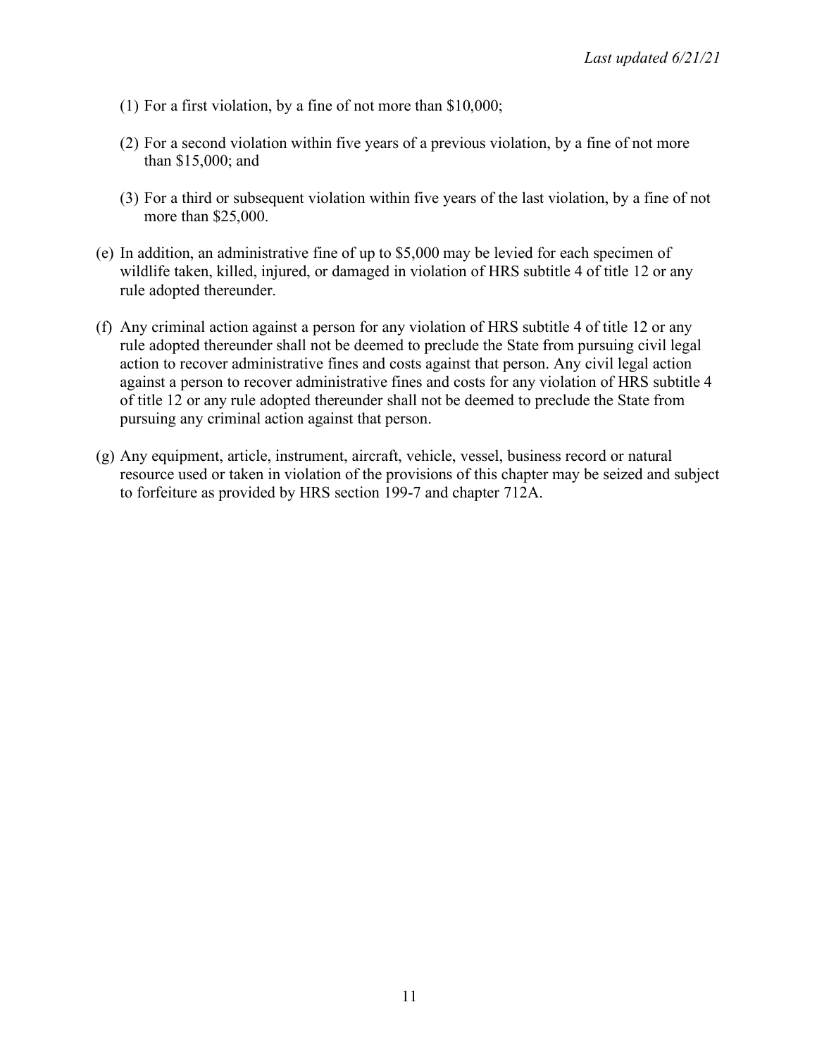(1) For a first violation, by a fine of not more than $10,000;

(2) For a second violation within five years of a previous violation, by a fine of not more than $15,000; and

(3) For a third or subsequent violation within five years of the last violation, by a fine of not more than $25,000.

(e) In addition, an administrative fine of up to $5,000 may be levied for each specimen of wildlife taken, killed, injured, or damaged in violation of HRS subtitle 4 of title 12 or any rule adopted thereunder.

(f) Any criminal action against a person for any violation of HRS subtitle 4 of title 12 or any rule adopted thereunder shall not be deemed to preclude the State from pursuing civil legal action to recover administrative fines and costs against that person. Any civil legal action against a person to recover administrative fines and costs for any violation of HRS subtitle 4 of title 12 or any rule adopted thereunder shall not be deemed to preclude the State from pursuing any criminal action against that person.

(g) Any equipment, article, instrument, aircraft, vehicle, vessel, business record or natural resource used or taken in violation of the provisions of this chapter may be seized and subject to forfeiture as provided by HRS section 199-7 and chapter 712A.